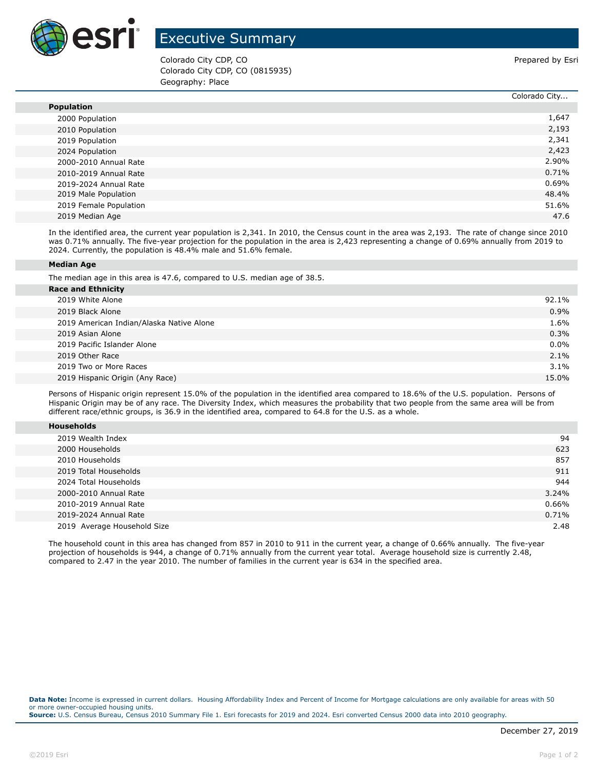# Executive Summary

Colorado City CDP, CO
Colorado City CDP, CO (0815935)
Geography: Place

Prepared by Esri

| | Colorado City... |
|---|---|
| **Population** | |
| 2000 Population | 1,647 |
| 2010 Population | 2,193 |
| 2019 Population | 2,341 |
| 2024 Population | 2,423 |
| 2000-2010 Annual Rate | 2.90% |
| 2010-2019 Annual Rate | 0.71% |
| 2019-2024 Annual Rate | 0.69% |
| 2019 Male Population | 48.4% |
| 2019 Female Population | 51.6% |
| 2019 Median Age | 47.6 |

In the identified area, the current year population is 2,341. In 2010, the Census count in the area was 2,193. The rate of change since 2010 was 0.71% annually. The five-year projection for the population in the area is 2,423 representing a change of 0.69% annually from 2019 to 2024. Currently, the population is 48.4% male and 51.6% female.

**Median Age**

The median age in this area is 47.6, compared to U.S. median age of 38.5.

| | |
|---|---|
| **Race and Ethnicity** | |
| 2019 White Alone | 92.1% |
| 2019 Black Alone | 0.9% |
| 2019 American Indian/Alaska Native Alone | 1.6% |
| 2019 Asian Alone | 0.3% |
| 2019 Pacific Islander Alone | 0.0% |
| 2019 Other Race | 2.1% |
| 2019 Two or More Races | 3.1% |
| 2019 Hispanic Origin (Any Race) | 15.0% |

Persons of Hispanic origin represent 15.0% of the population in the identified area compared to 18.6% of the U.S. population. Persons of Hispanic Origin may be of any race. The Diversity Index, which measures the probability that two people from the same area will be from different race/ethnic groups, is 36.9 in the identified area, compared to 64.8 for the U.S. as a whole.

| | |
|---|---|
| **Households** | |
| 2019 Wealth Index | 94 |
| 2000 Households | 623 |
| 2010 Households | 857 |
| 2019 Total Households | 911 |
| 2024 Total Households | 944 |
| 2000-2010 Annual Rate | 3.24% |
| 2010-2019 Annual Rate | 0.66% |
| 2019-2024 Annual Rate | 0.71% |
| 2019 Average Household Size | 2.48 |

The household count in this area has changed from 857 in 2010 to 911 in the current year, a change of 0.66% annually. The five-year projection of households is 944, a change of 0.71% annually from the current year total. Average household size is currently 2.48, compared to 2.47 in the year 2010. The number of families in the current year is 634 in the specified area.

**Data Note:** Income is expressed in current dollars. Housing Affordability Index and Percent of Income for Mortgage calculations are only available for areas with 50 or more owner-occupied housing units.
**Source:** U.S. Census Bureau, Census 2010 Summary File 1. Esri forecasts for 2019 and 2024. Esri converted Census 2000 data into 2010 geography.

December 27, 2019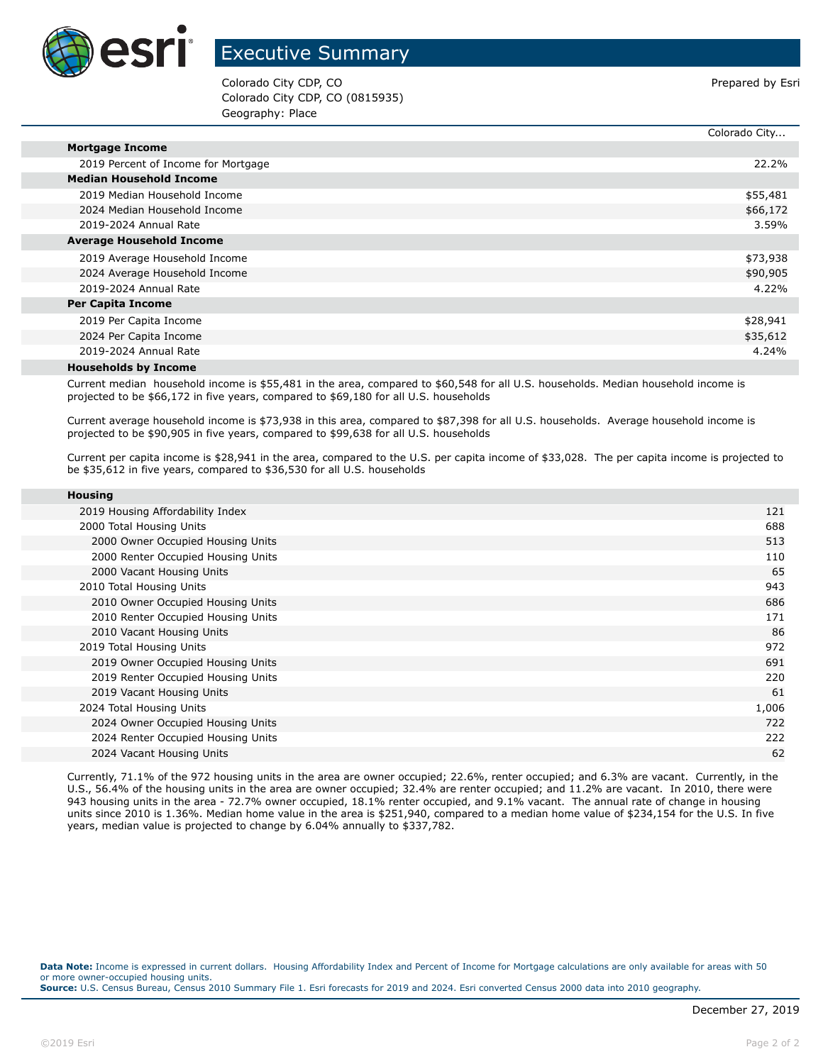# Executive Summary

Colorado City CDP, CO
Colorado City CDP, CO (0815935)
Geography: Place

Prepared by Esri

| | Colorado City... |
|---|---|
| **Mortgage Income** | |
| 2019 Percent of Income for Mortgage | 22.2% |
| **Median Household Income** | |
| 2019 Median Household Income | $55,481 |
| 2024 Median Household Income | $66,172 |
| 2019-2024 Annual Rate | 3.59% |
| **Average Household Income** | |
| 2019 Average Household Income | $73,938 |
| 2024 Average Household Income | $90,905 |
| 2019-2024 Annual Rate | 4.22% |
| **Per Capita Income** | |
| 2019 Per Capita Income | $28,941 |
| 2024 Per Capita Income | $35,612 |
| 2019-2024 Annual Rate | 4.24% |
| **Households by Income** | |

Current median household income is $55,481 in the area, compared to $60,548 for all U.S. households. Median household income is projected to be $66,172 in five years, compared to $69,180 for all U.S. households

Current average household income is $73,938 in this area, compared to $87,398 for all U.S. households. Average household income is projected to be $90,905 in five years, compared to $99,638 for all U.S. households

Current per capita income is $28,941 in the area, compared to the U.S. per capita income of $33,028. The per capita income is projected to be $35,612 in five years, compared to $36,530 for all U.S. households

| **Housing** | |
|---|---|
| 2019 Housing Affordability Index | 121 |
| 2000 Total Housing Units | 688 |
| 2000 Owner Occupied Housing Units | 513 |
| 2000 Renter Occupied Housing Units | 110 |
| 2000 Vacant Housing Units | 65 |
| 2010 Total Housing Units | 943 |
| 2010 Owner Occupied Housing Units | 686 |
| 2010 Renter Occupied Housing Units | 171 |
| 2010 Vacant Housing Units | 86 |
| 2019 Total Housing Units | 972 |
| 2019 Owner Occupied Housing Units | 691 |
| 2019 Renter Occupied Housing Units | 220 |
| 2019 Vacant Housing Units | 61 |
| 2024 Total Housing Units | 1,006 |
| 2024 Owner Occupied Housing Units | 722 |
| 2024 Renter Occupied Housing Units | 222 |
| 2024 Vacant Housing Units | 62 |

Currently, 71.1% of the 972 housing units in the area are owner occupied; 22.6%, renter occupied; and 6.3% are vacant. Currently, in the U.S., 56.4% of the housing units in the area are owner occupied; 32.4% are renter occupied; and 11.2% are vacant. In 2010, there were 943 housing units in the area - 72.7% owner occupied, 18.1% renter occupied, and 9.1% vacant. The annual rate of change in housing units since 2010 is 1.36%. Median home value in the area is $251,940, compared to a median home value of $234,154 for the U.S. In five years, median value is projected to change by 6.04% annually to $337,782.

**Data Note:** Income is expressed in current dollars. Housing Affordability Index and Percent of Income for Mortgage calculations are only available for areas with 50 or more owner-occupied housing units.
**Source:** U.S. Census Bureau, Census 2010 Summary File 1. Esri forecasts for 2019 and 2024. Esri converted Census 2000 data into 2010 geography.

December 27, 2019

©2019 Esri